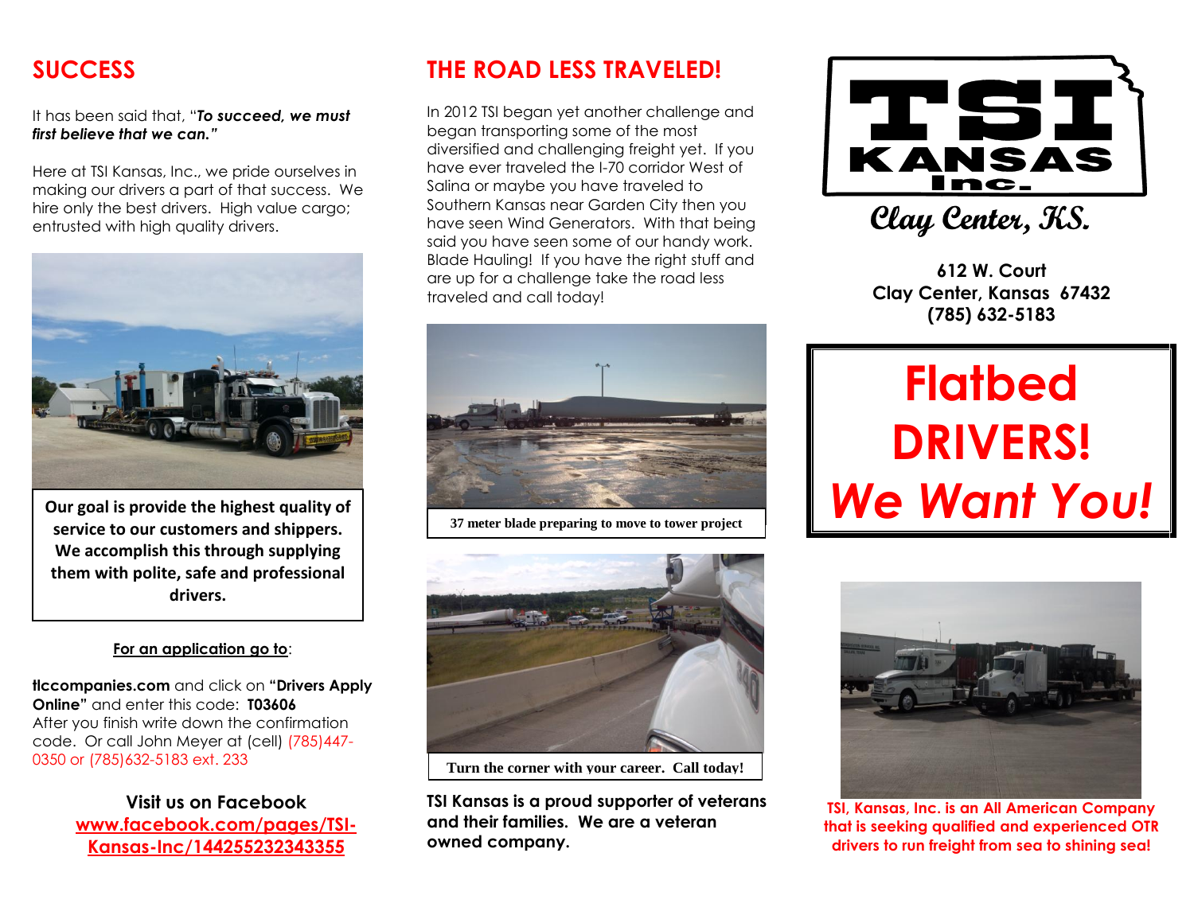## SUCCESS

It has been said that, "***To succeed, we must first believe that we can.***"

Here at TSI Kansas, Inc., we pride ourselves in making our drivers a part of that success. We hire only the best drivers. High value cargo; entrusted with high quality drivers.

**Our goal is provide the highest quality of service to our customers and shippers. We accomplish this through supplying them with polite, safe and professional drivers.**

**For an application go to**:

**tlccompanies.com** and click on **"Drivers Apply Online"** and enter this code: **T03606**
After you finish write down the confirmation code. Or call John Meyer at (cell) (785)447-0350 or (785)632-5183 ext. 233

**Visit us on Facebook**
**www.facebook.com/pages/TSI-Kansas-Inc/144255232343355**

## THE ROAD LESS TRAVELED!

In 2012 TSI began yet another challenge and began transporting some of the most diversified and challenging freight yet. If you have ever traveled the I-70 corridor West of Salina or maybe you have traveled to Southern Kansas near Garden City then you have seen Wind Generators. With that being said you have seen some of our handy work. Blade Hauling! If you have the right stuff and are up for a challenge take the road less traveled and call today!

**37 meter blade preparing to move to tower project**

**Turn the corner with your career. Call today!**

**TSI Kansas is a proud supporter of veterans and their families. We are a veteran owned company.**

# TSI KANSAS Inc.

Clay Center, KS.

**612 W. Court**
**Clay Center, Kansas 67432**
**(785) 632-5183**

# Flatbed DRIVERS!
# *We Want You!*

**TSI, Kansas, Inc. is an All American Company that is seeking qualified and experienced OTR drivers to run freight from sea to shining sea!**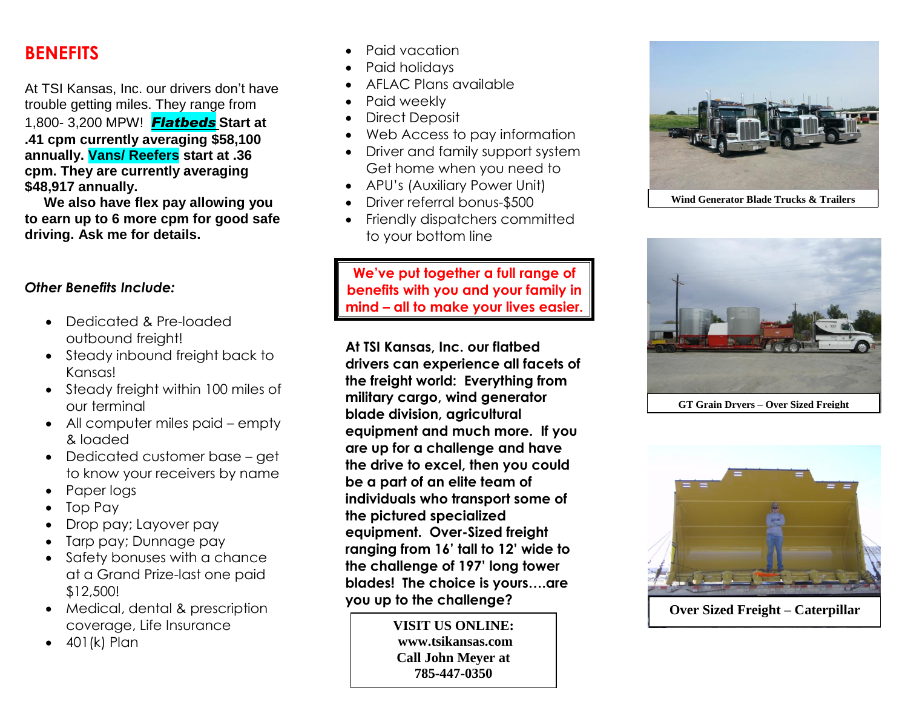# BENEFITS

At TSI Kansas, Inc. our drivers don't have trouble getting miles. They range from 1,800- 3,200 MPW! ***Flatbeds*** **Start at .41 cpm currently averaging $58,100 annually. Vans/ Reefers start at .36 cpm. They are currently averaging $48,917 annually.**

**We also have flex pay allowing you to earn up to 6 more cpm for good safe driving. Ask me for details.**

***Other Benefits Include:***

- Dedicated & Pre-loaded outbound freight!
- Steady inbound freight back to Kansas!
- Steady freight within 100 miles of our terminal
- All computer miles paid – empty & loaded
- Dedicated customer base – get to know your receivers by name
- Paper logs
- Top Pay
- Drop pay; Layover pay
- Tarp pay; Dunnage pay
- Safety bonuses with a chance at a Grand Prize-last one paid $12,500!
- Medical, dental & prescription coverage, Life Insurance
- 401(k) Plan
- Paid vacation
- Paid holidays
- AFLAC Plans available
- Paid weekly
- Direct Deposit
- Web Access to pay information
- Driver and family support system Get home when you need to
- APU's (Auxiliary Power Unit)
- Driver referral bonus-$500
- Friendly dispatchers committed to your bottom line

**We've put together a full range of benefits with you and your family in mind – all to make your lives easier.**

**At TSI Kansas, Inc. our flatbed drivers can experience all facets of the freight world: Everything from military cargo, wind generator blade division, agricultural equipment and much more. If you are up for a challenge and have the drive to excel, then you could be a part of an elite team of individuals who transport some of the pictured specialized equipment. Over-Sized freight ranging from 16' tall to 12' wide to the challenge of 197' long tower blades! The choice is yours….are you up to the challenge?**

**VISIT US ONLINE:**
**www.tsikansas.com**
**Call John Meyer at**
**785-447-0350**

Wind Generator Blade Trucks & Trailers

GT Grain Dryers – Over Sized Freight

Over Sized Freight – Caterpillar